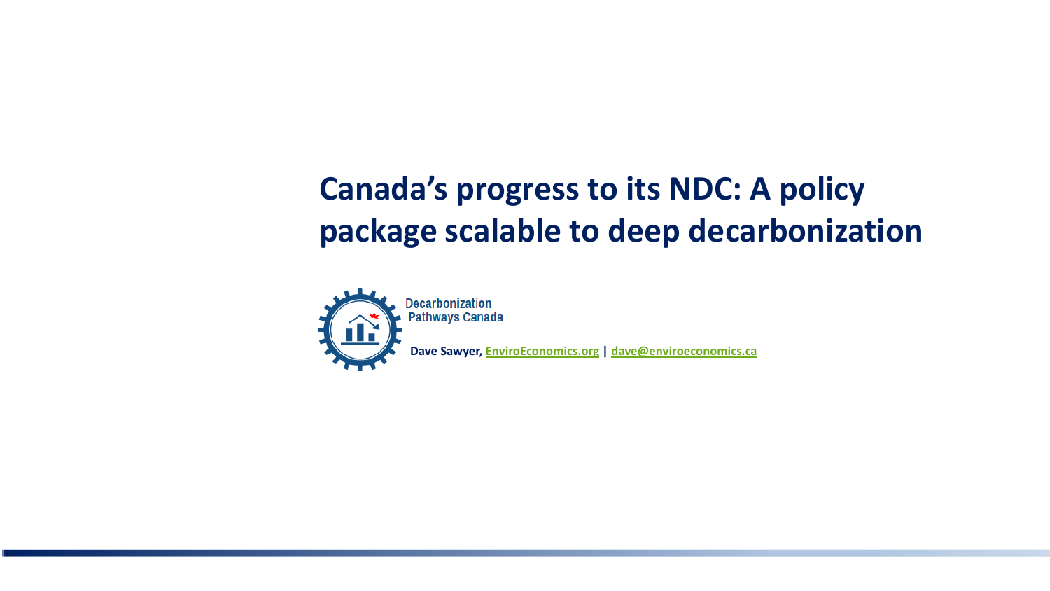# Canada's progress to its NDC: A policy package scalable to deep decarbonization

Decarbonization Pathways Canada

**Dave Sawyer, EnviroEconomics.org | dave@enviroeconomics.ca**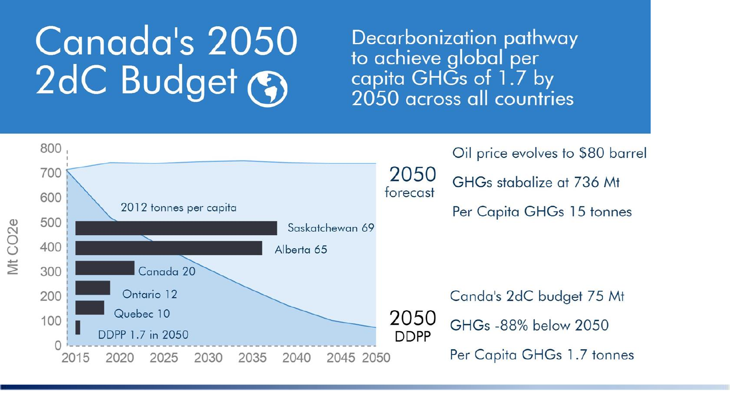# Canada's 2050 2dC Budget

Decarbonization pathway to achieve global per capita GHGs of 1.7 by 2050 across all countries

Mt CO2e

2012 tonnes per capita

- Saskatchewan 69
- Alberta 65
- Canada 20
- Ontario 12
- Quebec 10
- DDPP 1.7 in 2050

2015 2020 2025 2030 2035 2040 2045 2050

**2050 forecast**

Oil price evolves to $80 barrel

GHGs stabalize at 736 Mt

Per Capita GHGs 15 tonnes

**2050 DDPP**

Canda's 2dC budget 75 Mt

GHGs -88% below 2050

Per Capita GHGs 1.7 tonnes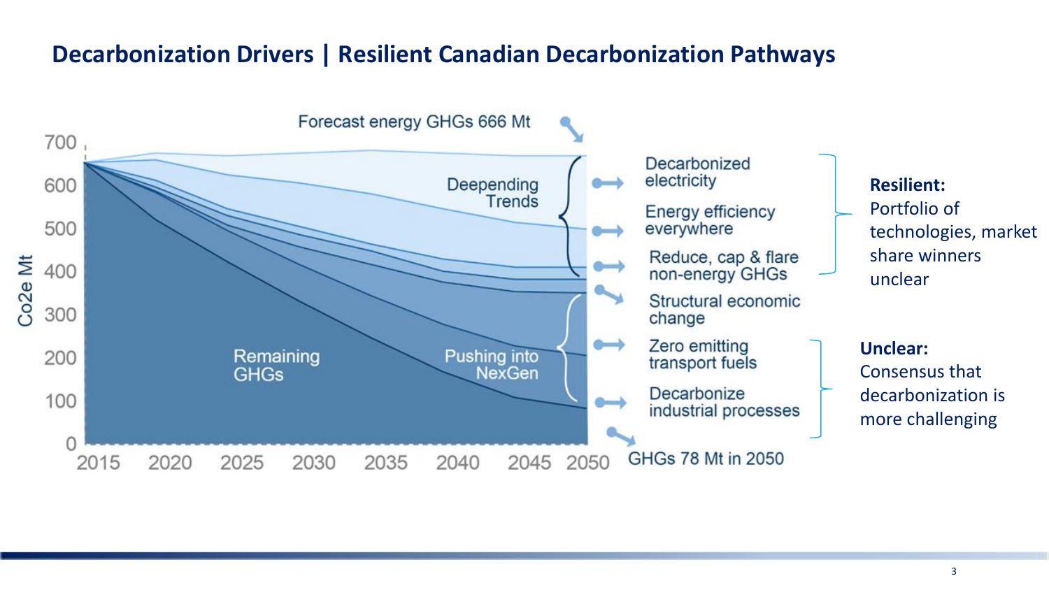# Decarbonization Drivers | Resilient Canadian Decarbonization Pathways

Forecast energy GHGs 666 Mt

Co2e Mt: 0, 100, 200, 300, 400, 500, 600, 700

2015, 2020, 2025, 2030, 2035, 2040, 2045, 2050

Remaining GHGs

Deepending Trends

Pushing into NexGen

- Decarbonized electricity
- Energy efficiency everywhere
- Reduce, cap & flare non-energy GHGs
- Structural economic change
- Zero emitting transport fuels
- Decarbonize industrial processes

GHGs 78 Mt in 2050

**Resilient:**
Portfolio of technologies, market share winners unclear

**Unclear:**
Consensus that decarbonization is more challenging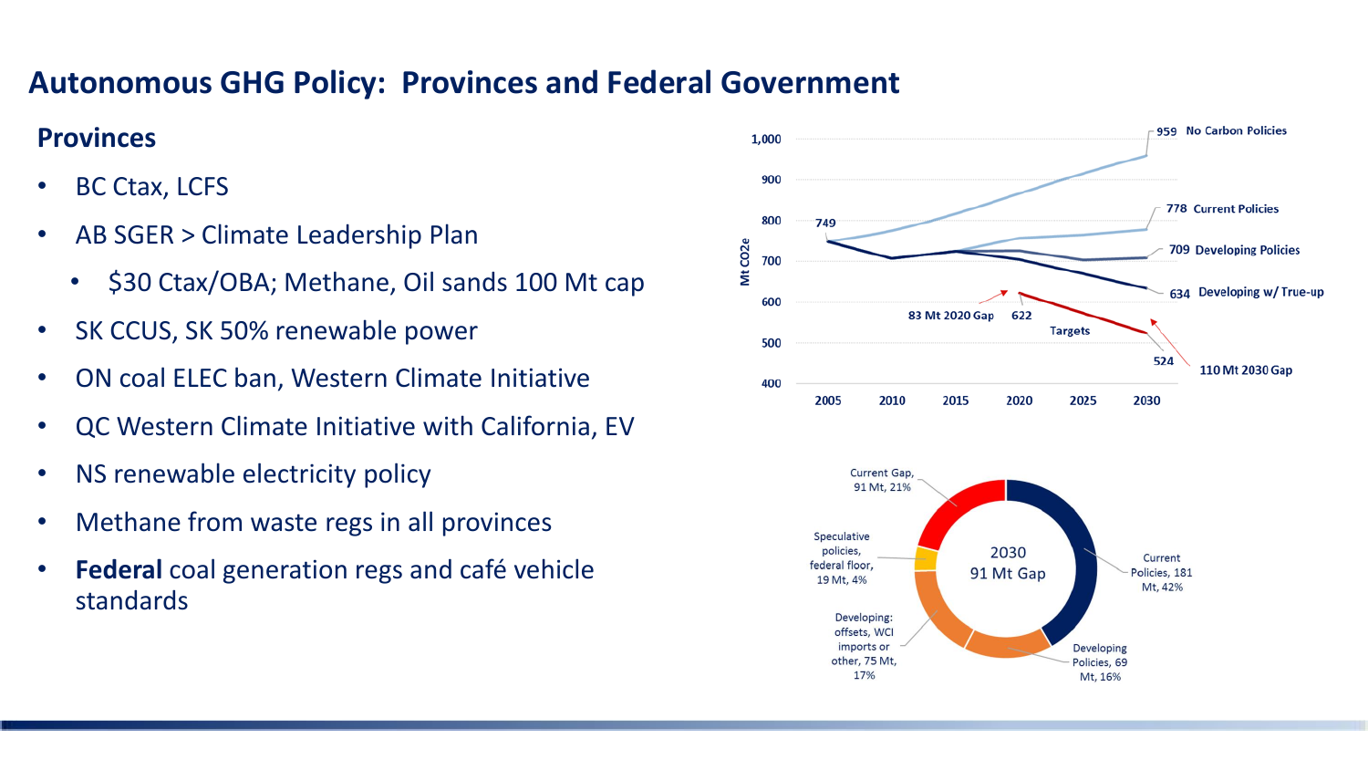# Autonomous GHG Policy: Provinces and Federal Government

## Provinces

- BC Ctax, LCFS
- AB SGER > Climate Leadership Plan
  - $30 Ctax/OBA; Methane, Oil sands 100 Mt cap
- SK CCUS, SK 50% renewable power
- ON coal ELEC ban, Western Climate Initiative
- QC Western Climate Initiative with California, EV
- NS renewable electricity policy
- Methane from waste regs in all provinces
- **Federal** coal generation regs and café vehicle standards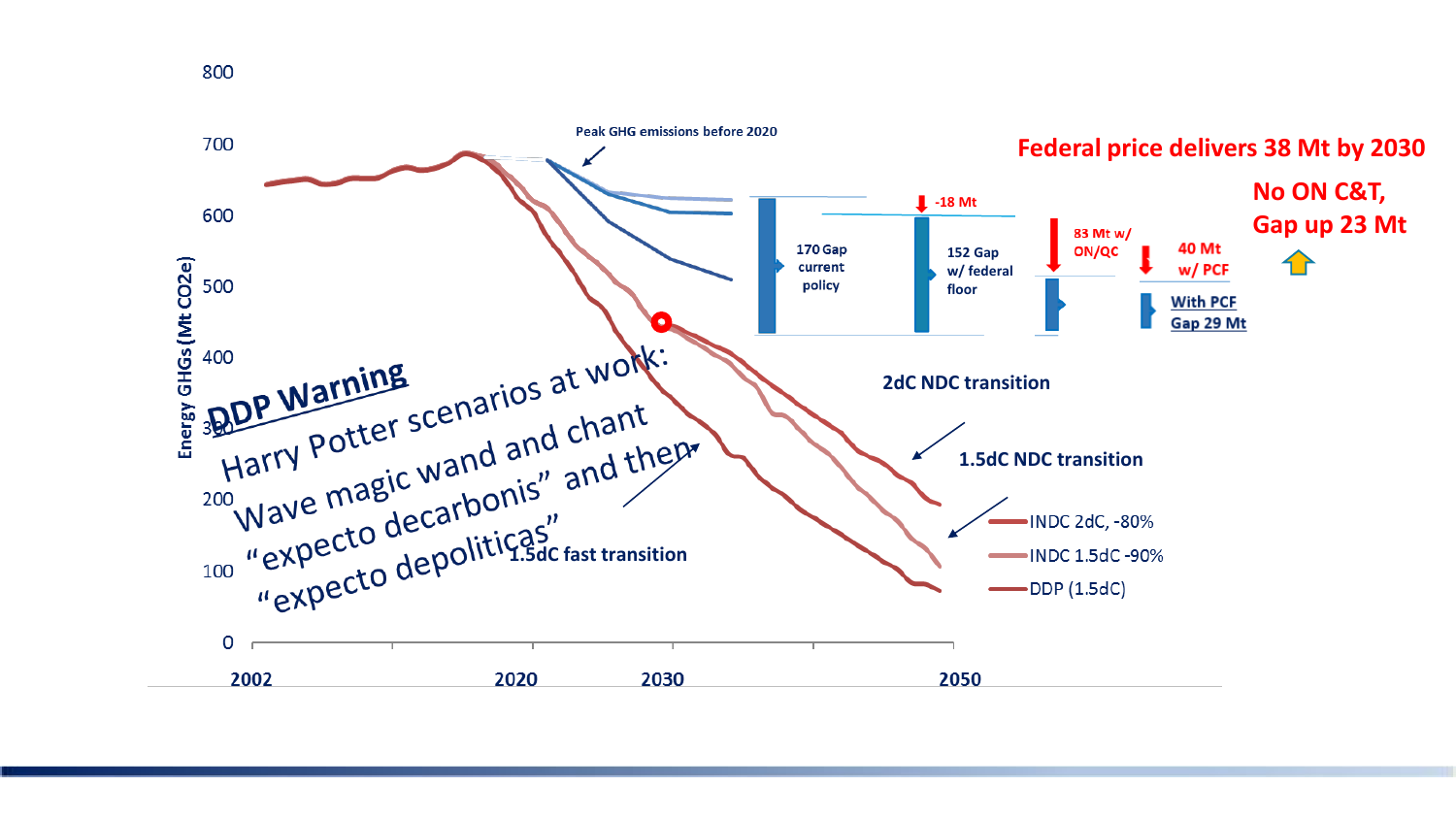Federal price delivers 38 Mt by 2030

No ON C&T, Gap up 23 Mt

**DDP Warning**

Harry Potter scenarios at work: Wave magic wand and chant "expecto decarbonis" and then "expecto depoliticas"

Peak GHG emissions before 2020

170 Gap current policy

-18 Mt

152 Gap w/ federal floor

83 Mt w/ ON/QC

40 Mt w/ PCF

With PCF Gap 29 Mt

2dC NDC transition

1.5dC NDC transition

1.5dC fast transition

- INDC 2dC, -80%
- INDC 1.5dC -90%
- DDP (1.5dC)

Energy GHGs (Mt CO2e): 0, 100, 200, 300, 400, 500, 600, 700, 800

Years: 2002, 2020, 2030, 2050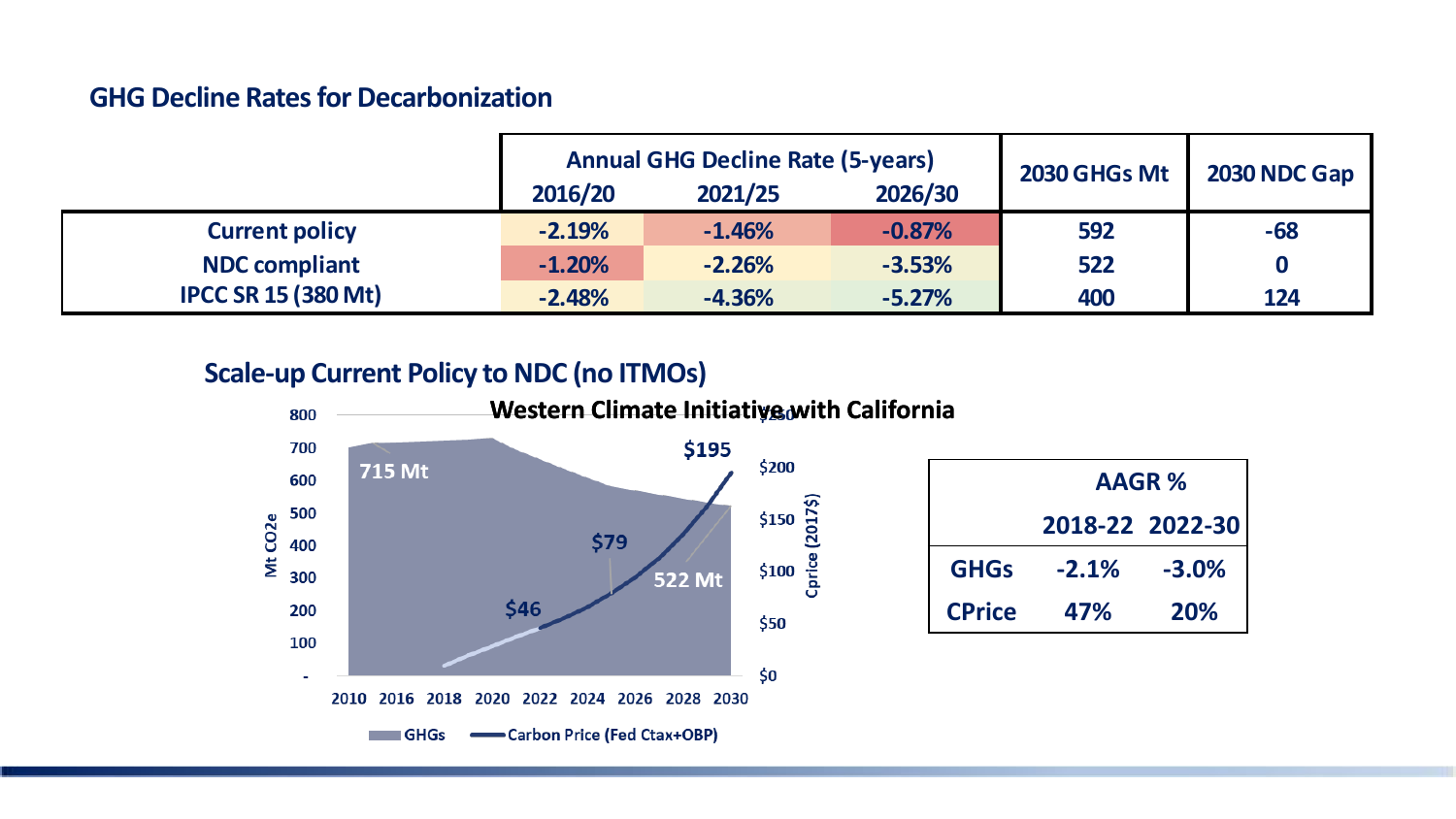## GHG Decline Rates for Decarbonization

| | Annual GHG Decline Rate (5-years) | | | 2030 GHGs Mt | 2030 NDC Gap |
|---|---|---|---|---|---|
| | 2016/20 | 2021/25 | 2026/30 | | |
| Current policy | -2.19% | -1.46% | -0.87% | 592 | -68 |
| NDC compliant | -1.20% | -2.26% | -3.53% | 522 | 0 |
| IPCC SR 15 (380 Mt) | -2.48% | -4.36% | -5.27% | 400 | 124 |

## Scale-up Current Policy to NDC (no ITMOs)

**Western Climate Initiative with California**

Chart: Mt CO2e (left axis, 0–800) and Cprice (2017$) (right axis, $0–$250), 2010–2030. GHGs decline from 715 Mt to 522 Mt; Carbon Price (Fed Ctax+OBP) rises through $46, $79 to $195.

Legend: GHGs; Carbon Price (Fed Ctax+OBP)

| | AAGR % | |
|---|---|---|
| | 2018-22 | 2022-30 |
| GHGs | -2.1% | -3.0% |
| CPrice | 47% | 20% |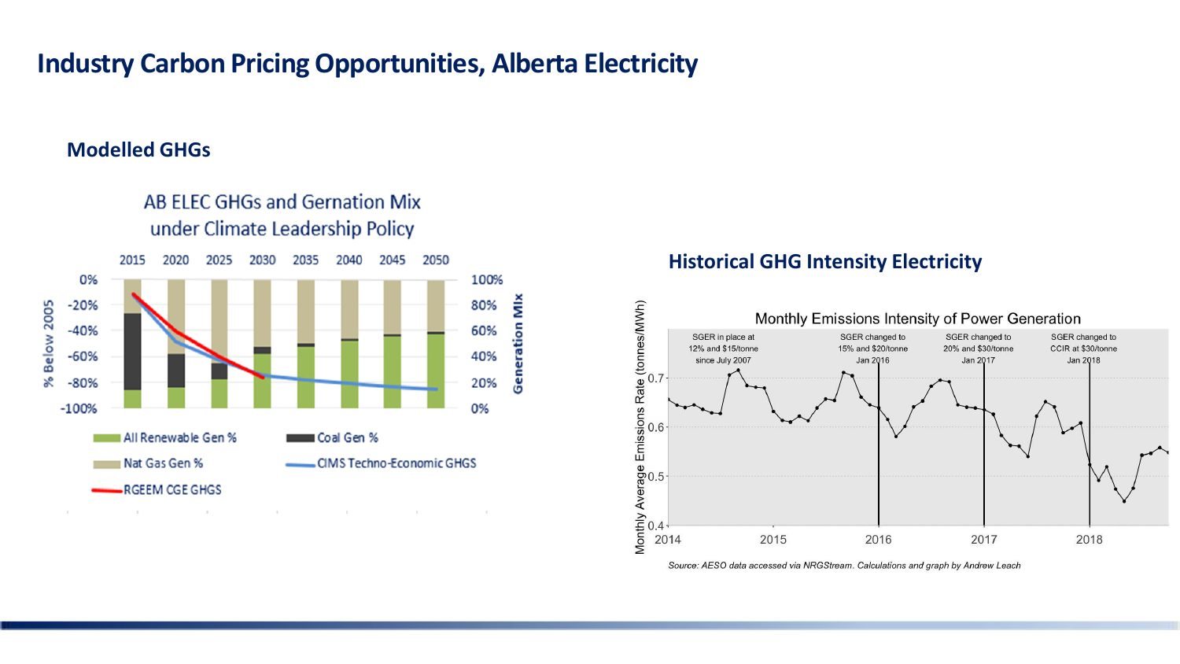# Industry Carbon Pricing Opportunities, Alberta Electricity

## Modelled GHGs

AB ELEC GHGs and Gernation Mix under Climate Leadership Policy

% Below 2005 | Generation Mix

2015 2020 2025 2030 2035 2040 2045 2050

All Renewable Gen % | Coal Gen % | Nat Gas Gen % | CIMS Techno-Economic GHGS | RGEEM CGE GHGS

## Historical GHG Intensity Electricity

Monthly Emissions Intensity of Power Generation

Monthly Average Emissions Rate (tonnes/MWh)

SGER in place at 12% and $15/tonne since July 2007

SGER changed to 15% and $20/tonne Jan 2016

SGER changed to 20% and $30/tonne Jan 2017

SGER changed to CCIR at $30/tonne Jan 2018

*Source: AESO data accessed via NRGStream. Calculations and graph by Andrew Leach*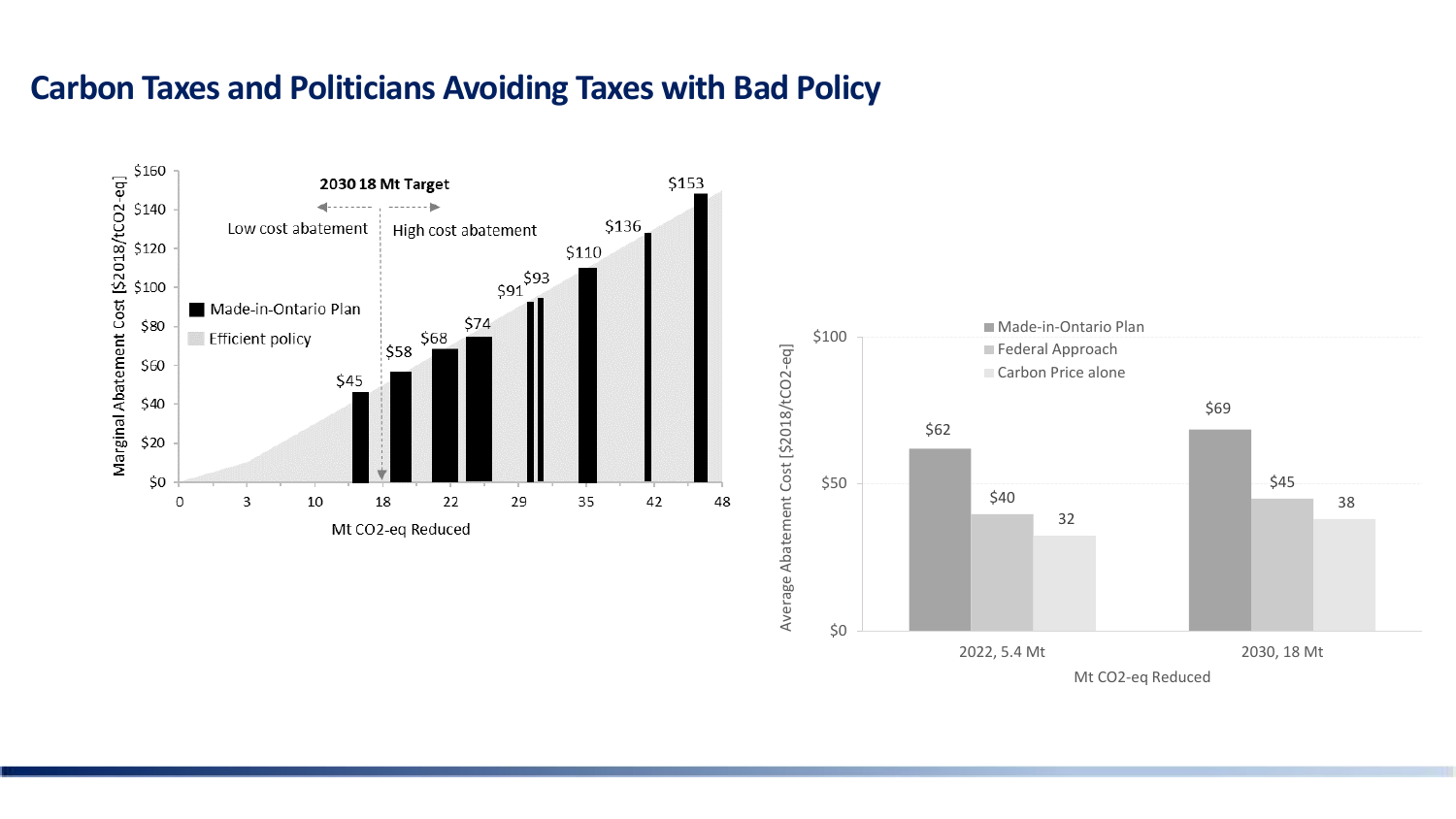# Carbon Taxes and Politicians Avoiding Taxes with Bad Policy

**2030 18 Mt Target**

Low cost abatement | High cost abatement

Marginal Abatement Cost [$2018/tCO2-eq]

- Made-in-Ontario Plan
- Efficient policy

$45, $58, $68, $74, $91, $93, $110, $136, $153

Mt CO2-eq Reduced

| Mt CO2-eq Reduced | Made-in-Ontario Plan | Federal Approach | Carbon Price alone |
|---|---|---|---|
| 2022, 5.4 Mt | $62 | $40 | 32 |
| 2030, 18 Mt | $69 | $45 | 38 |

Average Abatement Cost [$2018/tCO2-eq]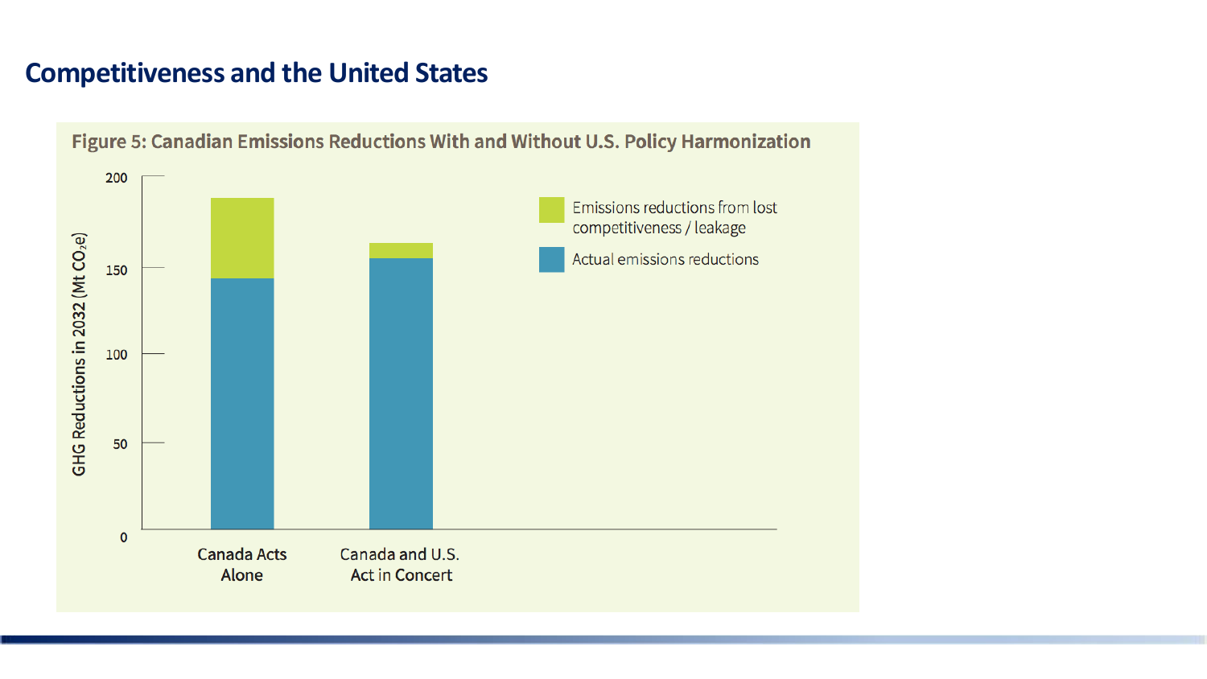# Competitiveness and the United States

**Figure 5: Canadian Emissions Reductions With and Without U.S. Policy Harmonization**

GHG Reductions in 2032 (Mt $CO_2e$)

- Emissions reductions from lost competitiveness / leakage
- Actual emissions reductions

Canada Acts Alone

Canada and U.S. Act in Concert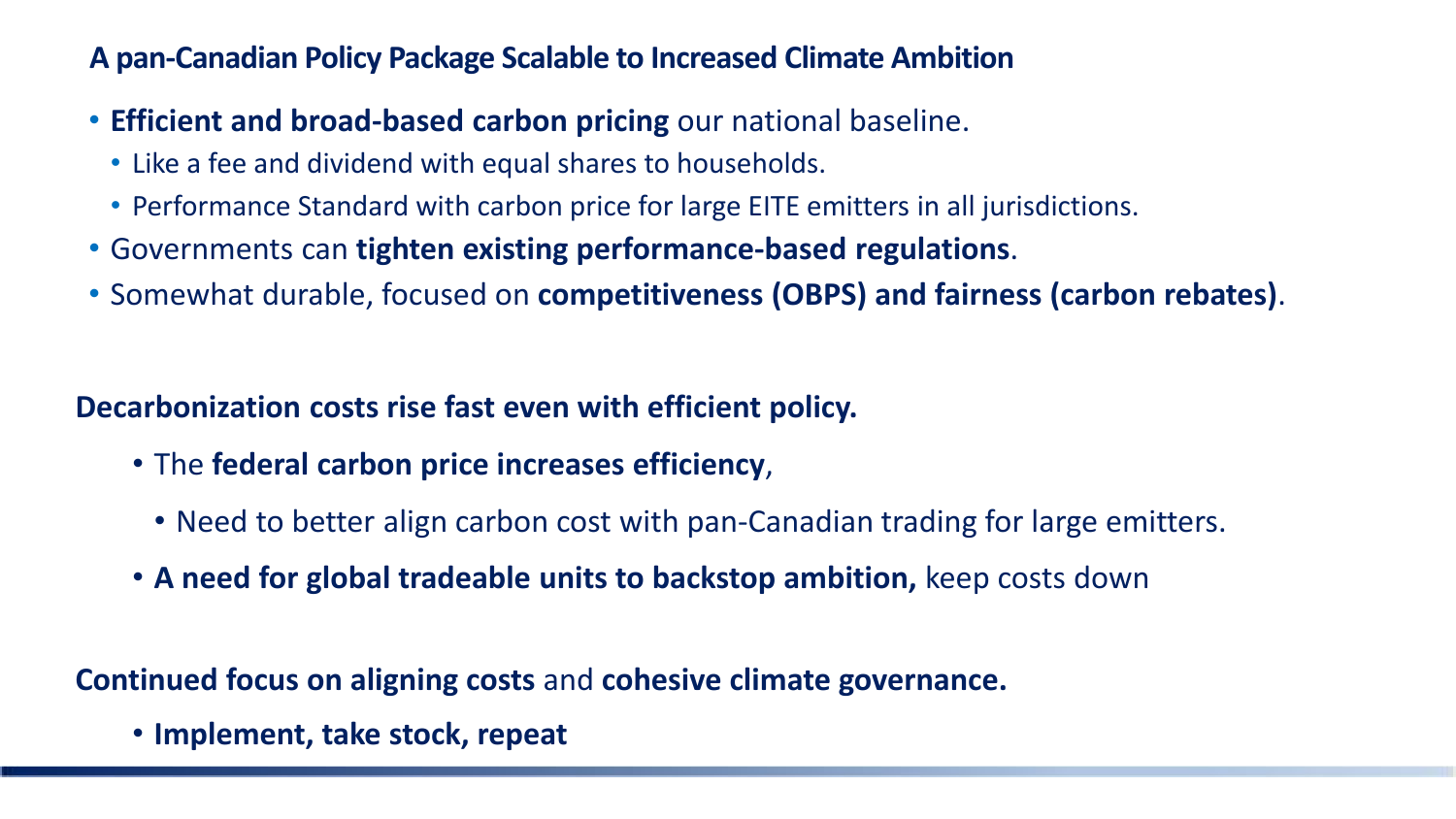## A pan-Canadian Policy Package Scalable to Increased Climate Ambition

- **Efficient and broad-based carbon pricing** our national baseline.
  - Like a fee and dividend with equal shares to households.
  - Performance Standard with carbon price for large EITE emitters in all jurisdictions.
- Governments can **tighten existing performance-based regulations**.
- Somewhat durable, focused on **competitiveness (OBPS) and fairness (carbon rebates)**.

**Decarbonization costs rise fast even with efficient policy.**

- The **federal carbon price increases efficiency**,
  - Need to better align carbon cost with pan-Canadian trading for large emitters.
- **A need for global tradeable units to backstop ambition,** keep costs down

**Continued focus on aligning costs** and **cohesive climate governance.**

- **Implement, take stock, repeat**